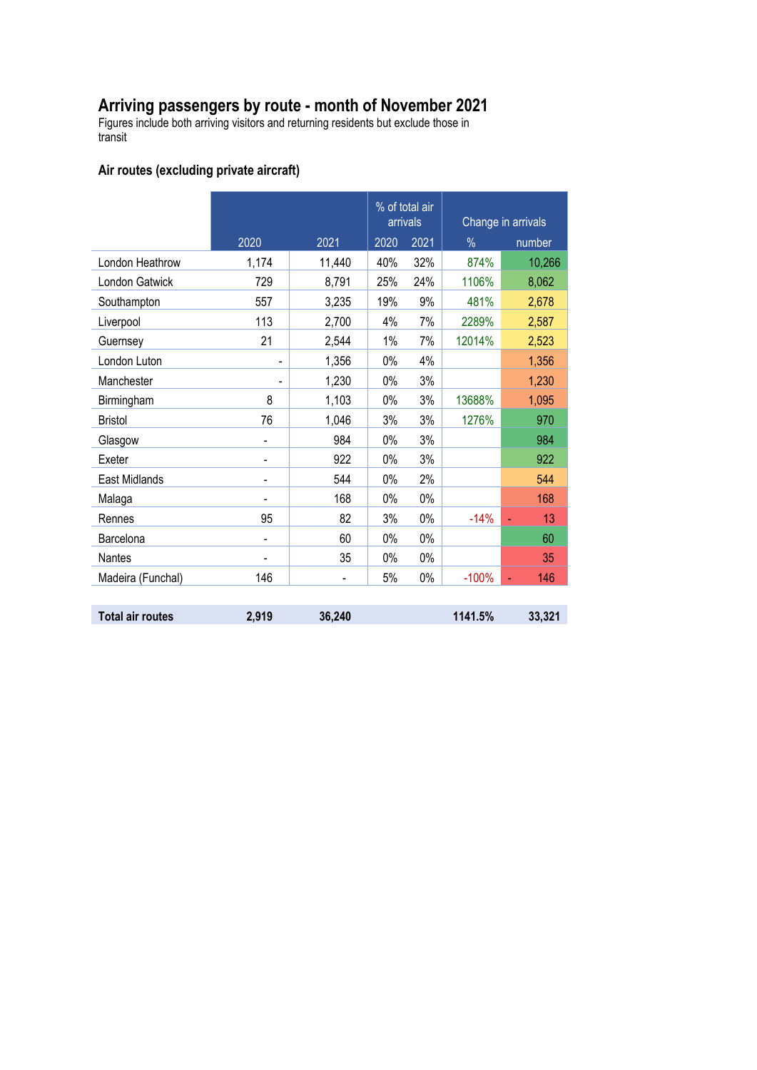# Arriving passengers by route - month of November 2021

Figures include both arriving visitors and returning residents but exclude those in transit

### Air routes (excluding private aircraft)

| | | | % of total air arrivals | | Change in arrivals | |
|---|---|---|---|---|---|---|
| | 2020 | 2021 | 2020 | 2021 | % | number |
| London Heathrow | 1,174 | 11,440 | 40% | 32% | 874% | 10,266 |
| London Gatwick | 729 | 8,791 | 25% | 24% | 1106% | 8,062 |
| Southampton | 557 | 3,235 | 19% | 9% | 481% | 2,678 |
| Liverpool | 113 | 2,700 | 4% | 7% | 2289% | 2,587 |
| Guernsey | 21 | 2,544 | 1% | 7% | 12014% | 2,523 |
| London Luton | - | 1,356 | 0% | 4% | | 1,356 |
| Manchester | - | 1,230 | 0% | 3% | | 1,230 |
| Birmingham | 8 | 1,103 | 0% | 3% | 13688% | 1,095 |
| Bristol | 76 | 1,046 | 3% | 3% | 1276% | 970 |
| Glasgow | - | 984 | 0% | 3% | | 984 |
| Exeter | - | 922 | 0% | 3% | | 922 |
| East Midlands | - | 544 | 0% | 2% | | 544 |
| Malaga | - | 168 | 0% | 0% | | 168 |
| Rennes | 95 | 82 | 3% | 0% | -14% | - 13 |
| Barcelona | - | 60 | 0% | 0% | | 60 |
| Nantes | - | 35 | 0% | 0% | | 35 |
| Madeira (Funchal) | 146 | - | 5% | 0% | -100% | - 146 |
| **Total air routes** | **2,919** | **36,240** | | | **1141.5%** | **33,321** |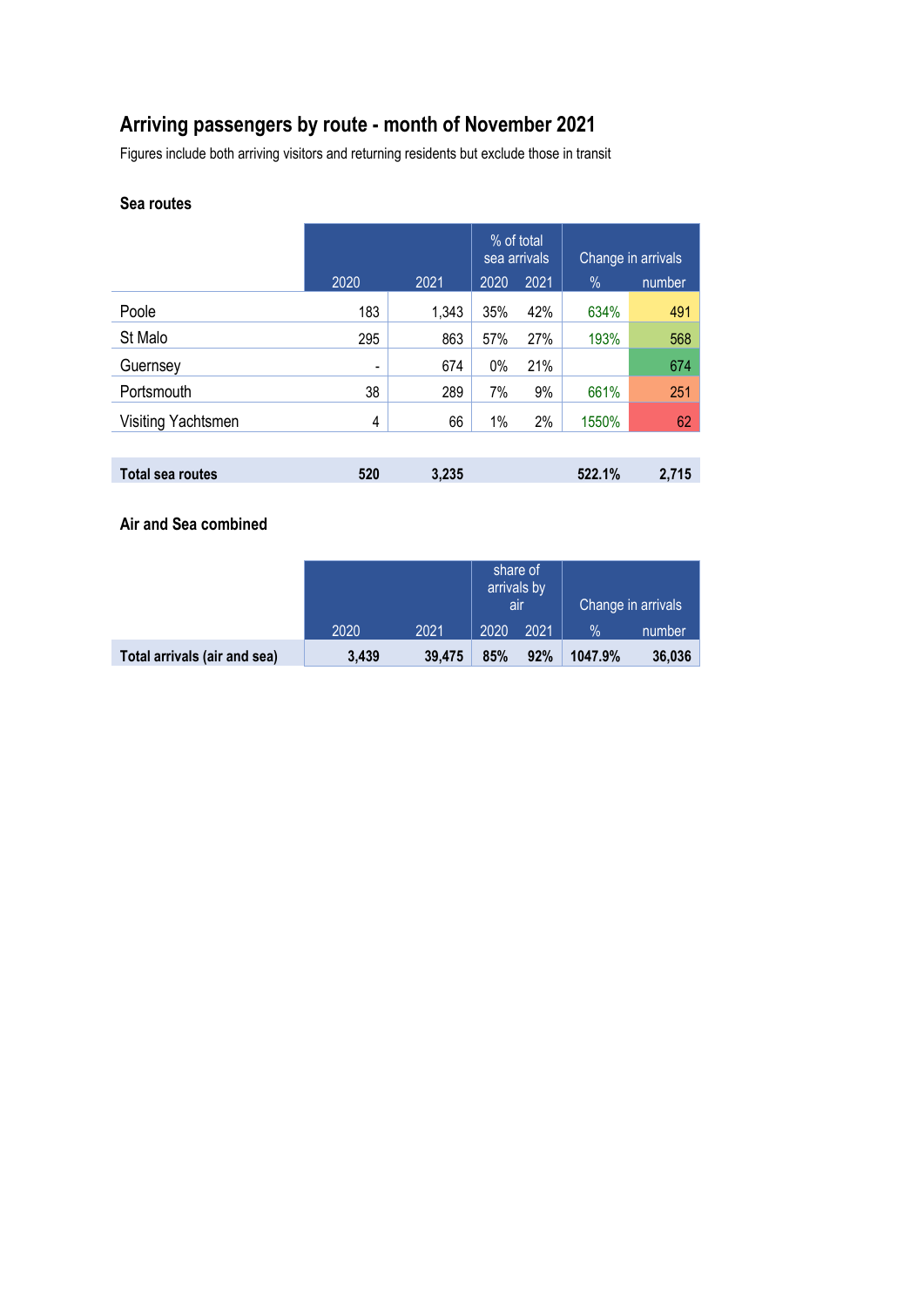# Arriving passengers by route - month of November 2021

Figures include both arriving visitors and returning residents but exclude those in transit

## Sea routes

| | | | % of total sea arrivals | | Change in arrivals | |
|---|---|---|---|---|---|---|
| | 2020 | 2021 | 2020 | 2021 | % | number |
| Poole | 183 | 1,343 | 35% | 42% | 634% | 491 |
| St Malo | 295 | 863 | 57% | 27% | 193% | 568 |
| Guernsey | - | 674 | 0% | 21% | | 674 |
| Portsmouth | 38 | 289 | 7% | 9% | 661% | 251 |
| Visiting Yachtsmen | 4 | 66 | 1% | 2% | 1550% | 62 |
| **Total sea routes** | **520** | **3,235** | | | **522.1%** | **2,715** |

## Air and Sea combined

| | | | share of arrivals by air | | Change in arrivals | |
|---|---|---|---|---|---|---|
| | 2020 | 2021 | 2020 | 2021 | % | number |
| **Total arrivals (air and sea)** | **3,439** | **39,475** | **85%** | **92%** | **1047.9%** | **36,036** |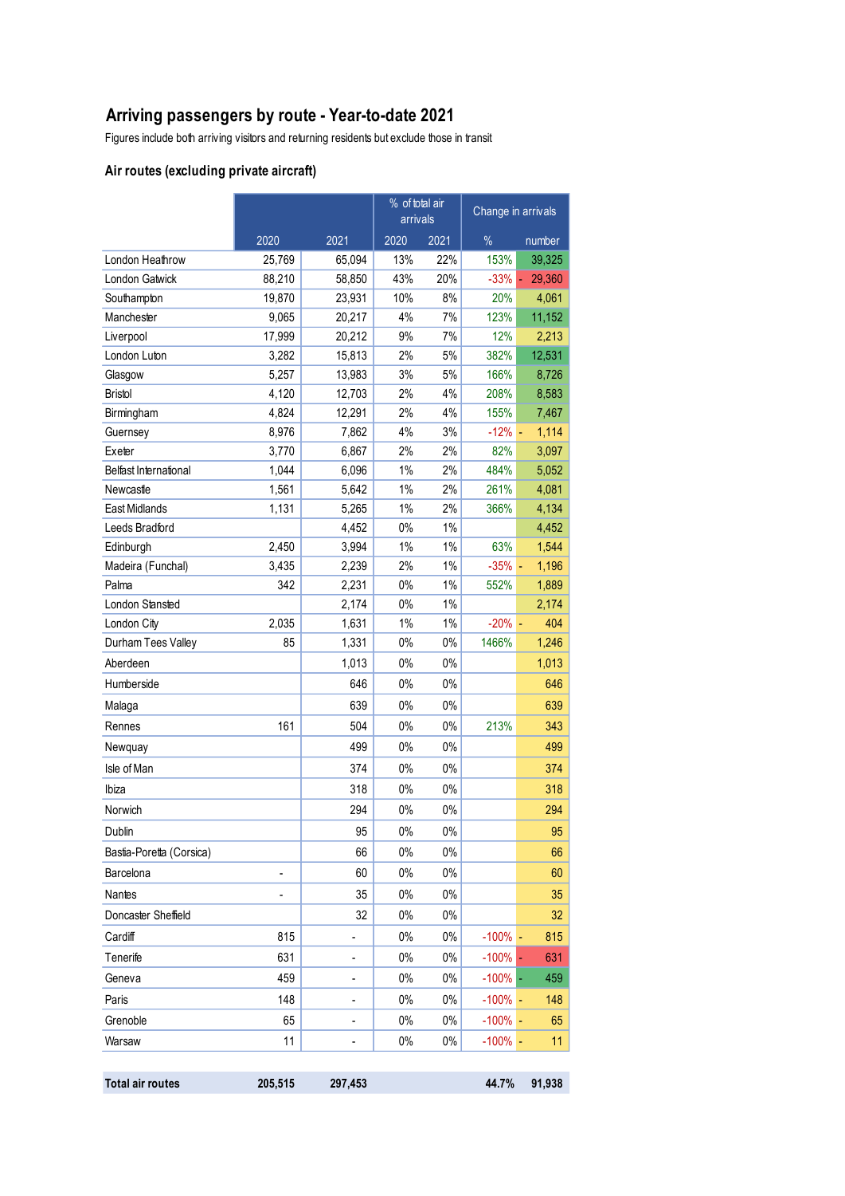# Arriving passengers by route - Year-to-date 2021

Figures include both arriving visitors and returning residents but exclude those in transit

## Air routes (excluding private aircraft)

| | | | % of total air arrivals | | Change in arrivals | |
|---|---|---|---|---|---|---|
| | 2020 | 2021 | 2020 | 2021 | % | number |
| London Heathrow | 25,769 | 65,094 | 13% | 22% | 153% | 39,325 |
| London Gatwick | 88,210 | 58,850 | 43% | 20% | -33% | - 29,360 |
| Southampton | 19,870 | 23,931 | 10% | 8% | 20% | 4,061 |
| Manchester | 9,065 | 20,217 | 4% | 7% | 123% | 11,152 |
| Liverpool | 17,999 | 20,212 | 9% | 7% | 12% | 2,213 |
| London Luton | 3,282 | 15,813 | 2% | 5% | 382% | 12,531 |
| Glasgow | 5,257 | 13,983 | 3% | 5% | 166% | 8,726 |
| Bristol | 4,120 | 12,703 | 2% | 4% | 208% | 8,583 |
| Birmingham | 4,824 | 12,291 | 2% | 4% | 155% | 7,467 |
| Guernsey | 8,976 | 7,862 | 4% | 3% | -12% | - 1,114 |
| Exeter | 3,770 | 6,867 | 2% | 2% | 82% | 3,097 |
| Belfast International | 1,044 | 6,096 | 1% | 2% | 484% | 5,052 |
| Newcastle | 1,561 | 5,642 | 1% | 2% | 261% | 4,081 |
| East Midlands | 1,131 | 5,265 | 1% | 2% | 366% | 4,134 |
| Leeds Bradford | | 4,452 | 0% | 1% | | 4,452 |
| Edinburgh | 2,450 | 3,994 | 1% | 1% | 63% | 1,544 |
| Madeira (Funchal) | 3,435 | 2,239 | 2% | 1% | -35% | - 1,196 |
| Palma | 342 | 2,231 | 0% | 1% | 552% | 1,889 |
| London Stansted | | 2,174 | 0% | 1% | | 2,174 |
| London City | 2,035 | 1,631 | 1% | 1% | -20% | - 404 |
| Durham Tees Valley | 85 | 1,331 | 0% | 0% | 1466% | 1,246 |
| Aberdeen | | 1,013 | 0% | 0% | | 1,013 |
| Humberside | | 646 | 0% | 0% | | 646 |
| Malaga | | 639 | 0% | 0% | | 639 |
| Rennes | 161 | 504 | 0% | 0% | 213% | 343 |
| Newquay | | 499 | 0% | 0% | | 499 |
| Isle of Man | | 374 | 0% | 0% | | 374 |
| Ibiza | | 318 | 0% | 0% | | 318 |
| Norwich | | 294 | 0% | 0% | | 294 |
| Dublin | | 95 | 0% | 0% | | 95 |
| Bastia-Poretta (Corsica) | | 66 | 0% | 0% | | 66 |
| Barcelona | - | 60 | 0% | 0% | | 60 |
| Nantes | - | 35 | 0% | 0% | | 35 |
| Doncaster Sheffield | | 32 | 0% | 0% | | 32 |
| Cardiff | 815 | - | 0% | 0% | -100% | - 815 |
| Tenerife | 631 | - | 0% | 0% | -100% | - 631 |
| Geneva | 459 | - | 0% | 0% | -100% | - 459 |
| Paris | 148 | - | 0% | 0% | -100% | - 148 |
| Grenoble | 65 | - | 0% | 0% | -100% | - 65 |
| Warsaw | 11 | - | 0% | 0% | -100% | - 11 |
| **Total air routes** | **205,515** | **297,453** | | | **44.7%** | **91,938** |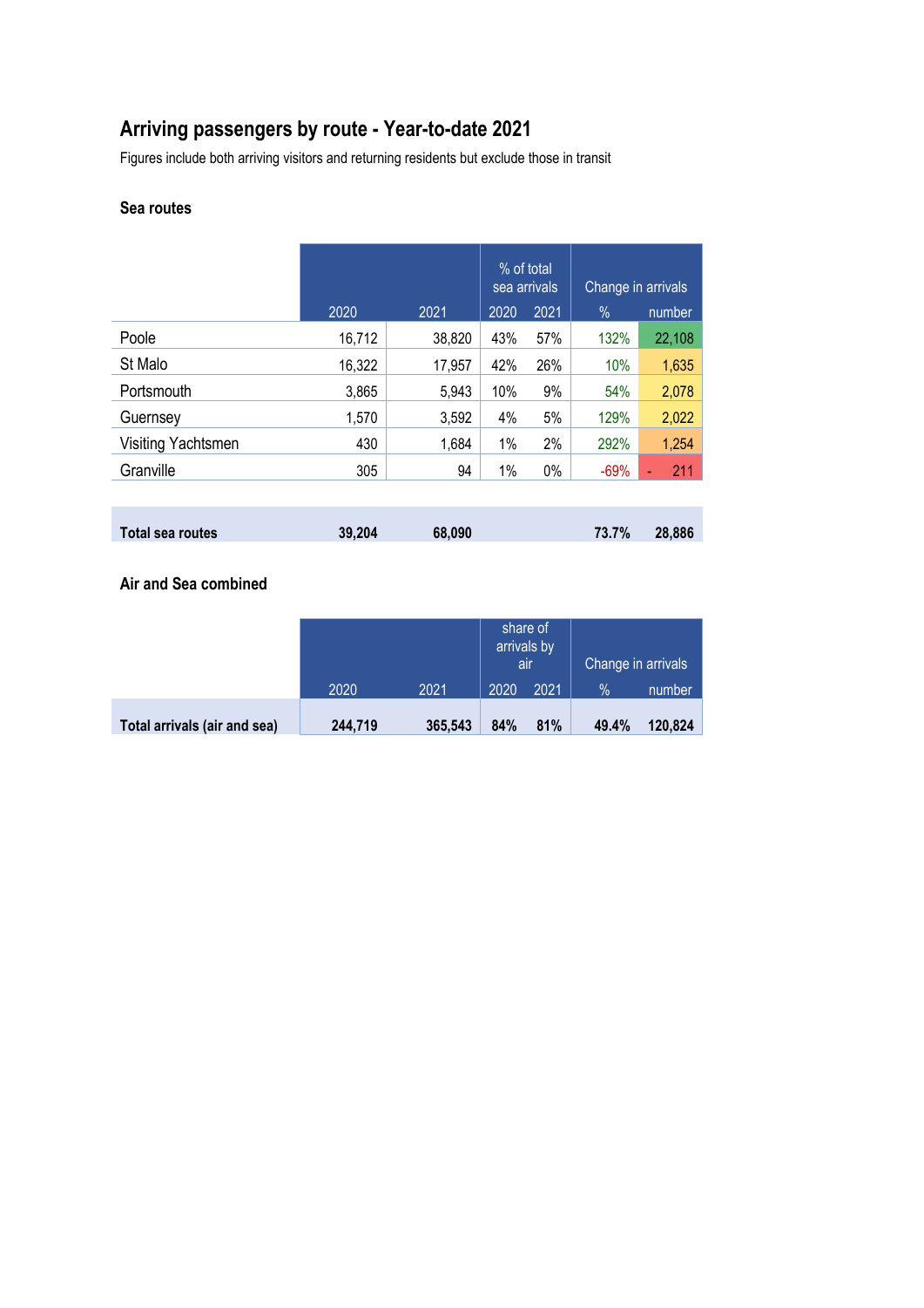## Arriving passengers by route - Year-to-date 2021

Figures include both arriving visitors and returning residents but exclude those in transit

### Sea routes

| | | | % of total sea arrivals | | Change in arrivals | |
|---|---|---|---|---|---|---|
| | 2020 | 2021 | 2020 | 2021 | % | number |
| Poole | 16,712 | 38,820 | 43% | 57% | 132% | 22,108 |
| St Malo | 16,322 | 17,957 | 42% | 26% | 10% | 1,635 |
| Portsmouth | 3,865 | 5,943 | 10% | 9% | 54% | 2,078 |
| Guernsey | 1,570 | 3,592 | 4% | 5% | 129% | 2,022 |
| Visiting Yachtsmen | 430 | 1,684 | 1% | 2% | 292% | 1,254 |
| Granville | 305 | 94 | 1% | 0% | -69% | - 211 |
| **Total sea routes** | **39,204** | **68,090** | | | **73.7%** | **28,886** |

### Air and Sea combined

| | | | share of arrivals by air | | Change in arrivals | |
|---|---|---|---|---|---|---|
| | 2020 | 2021 | 2020 | 2021 | % | number |
| **Total arrivals (air and sea)** | **244,719** | **365,543** | **84%** | **81%** | **49.4%** | **120,824** |